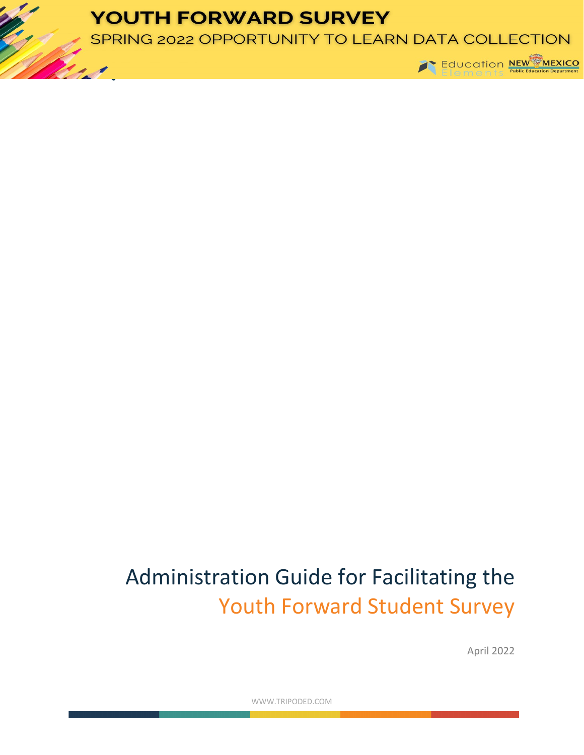# YOUTH FORWARD SURVEY

## SPRING 2022 OPPORTUNITY TO LEARN DATA COLLECTION

Education Elements NEW MEXICO Public Education Department

# Administration Guide for Facilitating the Youth Forward Student Survey

April 2022

WWW.TRIPODED.COM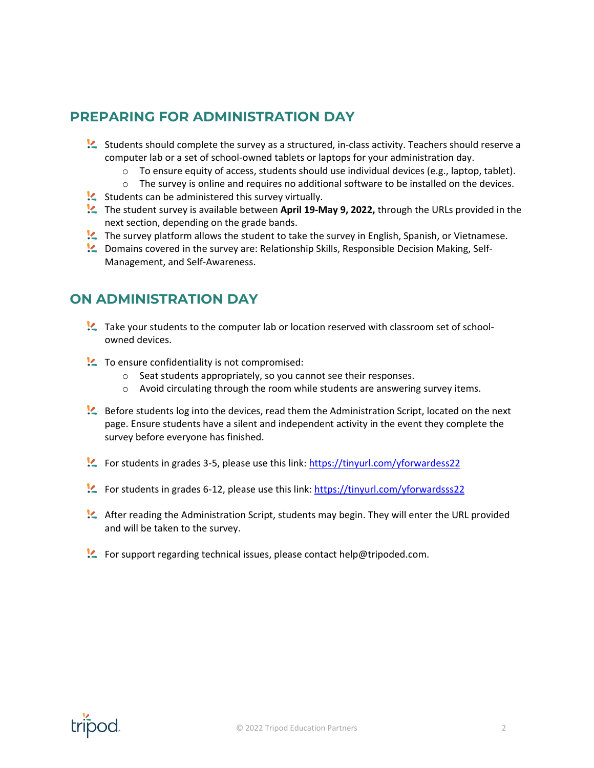## PREPARING FOR ADMINISTRATION DAY

- Students should complete the survey as a structured, in-class activity. Teachers should reserve a computer lab or a set of school-owned tablets or laptops for your administration day.
  - To ensure equity of access, students should use individual devices (e.g., laptop, tablet).
  - The survey is online and requires no additional software to be installed on the devices.
- Students can be administered this survey virtually.
- The student survey is available between **April 19-May 9, 2022,** through the URLs provided in the next section, depending on the grade bands.
- The survey platform allows the student to take the survey in English, Spanish, or Vietnamese.
- Domains covered in the survey are: Relationship Skills, Responsible Decision Making, Self-Management, and Self-Awareness.

## ON ADMINISTRATION DAY

- Take your students to the computer lab or location reserved with classroom set of school-owned devices.
- To ensure confidentiality is not compromised:
  - Seat students appropriately, so you cannot see their responses.
  - Avoid circulating through the room while students are answering survey items.
- Before students log into the devices, read them the Administration Script, located on the next page. Ensure students have a silent and independent activity in the event they complete the survey before everyone has finished.
- For students in grades 3-5, please use this link: [https://tinyurl.com/yforwardess22](https://tinyurl.com/yforwardess22)
- For students in grades 6-12, please use this link: [https://tinyurl.com/yforwardsss22](https://tinyurl.com/yforwardsss22)
- After reading the Administration Script, students may begin. They will enter the URL provided and will be taken to the survey.
- For support regarding technical issues, please contact help@tripoded.com.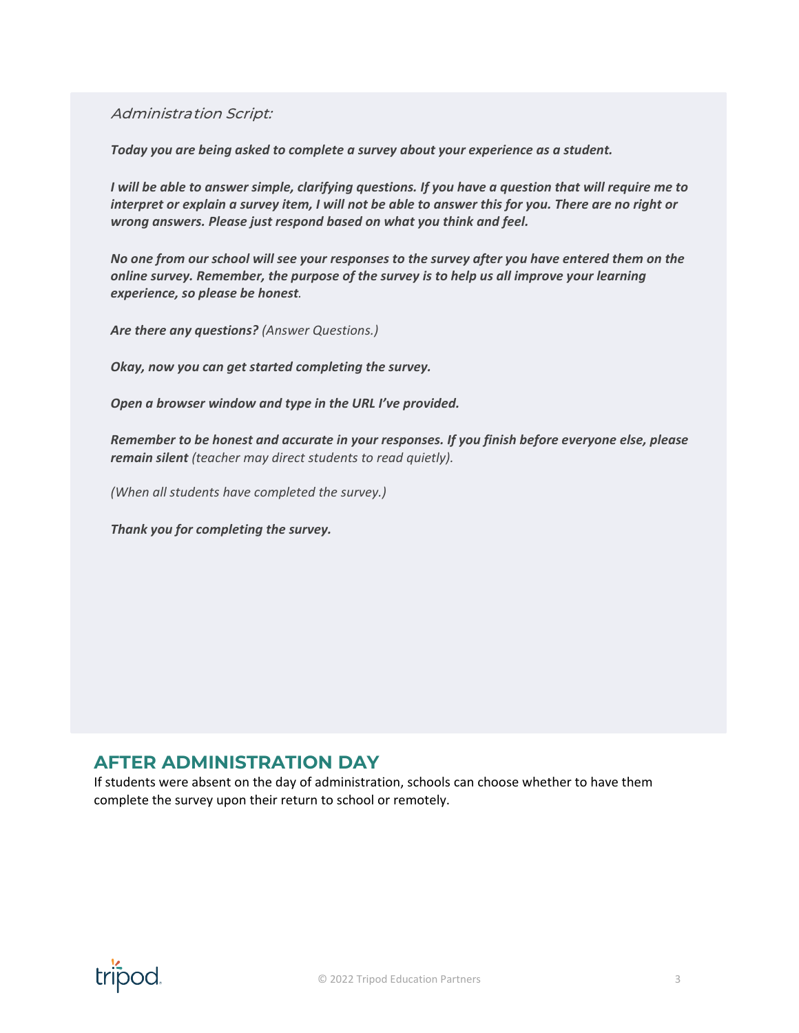*Administration Script:*

***Today you are being asked to complete a survey about your experience as a student.***

***I will be able to answer simple, clarifying questions. If you have a question that will require me to interpret or explain a survey item, I will not be able to answer this for you. There are no right or wrong answers. Please just respond based on what you think and feel.***

***No one from our school will see your responses to the survey after you have entered them on the online survey. Remember, the purpose of the survey is to help us all improve your learning experience, so please be honest**.*

***Are there any questions?** (Answer Questions.)*

***Okay, now you can get started completing the survey.***

***Open a browser window and type in the URL I've provided.***

***Remember to be honest and accurate in your responses. If you finish before everyone else, please remain silent** (teacher may direct students to read quietly).*

*(When all students have completed the survey.)*

***Thank you for completing the survey.***

## AFTER ADMINISTRATION DAY

If students were absent on the day of administration, schools can choose whether to have them complete the survey upon their return to school or remotely.